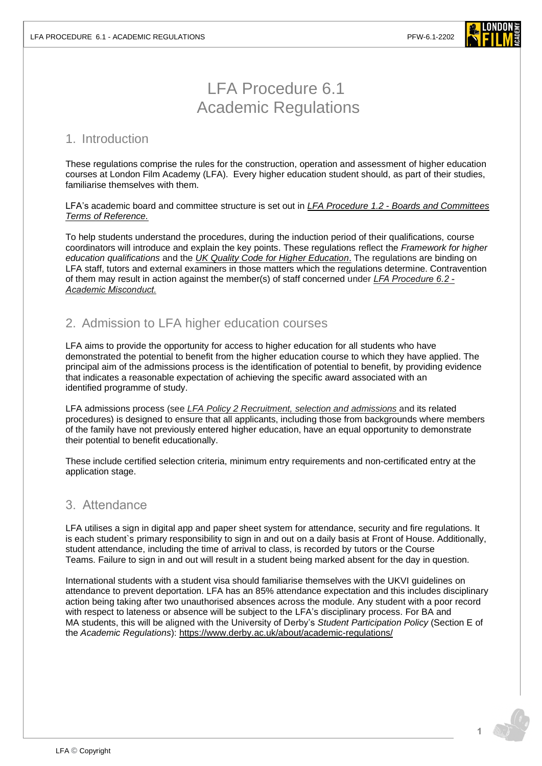# LFA Procedure 6.1
# Academic Regulations

## 1. Introduction

These regulations comprise the rules for the construction, operation and assessment of higher education courses at London Film Academy (LFA). Every higher education student should, as part of their studies, familiarise themselves with them.

LFA's academic board and committee structure is set out in *LFA Procedure 1.2 - Boards and Committees Terms of Reference.*

To help students understand the procedures, during the induction period of their qualifications, course coordinators will introduce and explain the key points. These regulations reflect the *Framework for higher education qualifications* and the *UK Quality Code for Higher Education*. The regulations are binding on LFA staff, tutors and external examiners in those matters which the regulations determine. Contravention of them may result in action against the member(s) of staff concerned under *LFA Procedure 6.2 - Academic Misconduct.*

## 2. Admission to LFA higher education courses

LFA aims to provide the opportunity for access to higher education for all students who have demonstrated the potential to benefit from the higher education course to which they have applied. The principal aim of the admissions process is the identification of potential to benefit, by providing evidence that indicates a reasonable expectation of achieving the specific award associated with an identified programme of study.

LFA admissions process (see *LFA Policy 2 Recruitment, selection and admissions* and its related procedures) is designed to ensure that all applicants, including those from backgrounds where members of the family have not previously entered higher education, have an equal opportunity to demonstrate their potential to benefit educationally.

These include certified selection criteria, minimum entry requirements and non-certificated entry at the application stage.

## 3. Attendance

LFA utilises a sign in digital app and paper sheet system for attendance, security and fire regulations. It is each student`s primary responsibility to sign in and out on a daily basis at Front of House. Additionally, student attendance, including the time of arrival to class, is recorded by tutors or the Course Teams. Failure to sign in and out will result in a student being marked absent for the day in question.

International students with a student visa should familiarise themselves with the UKVI guidelines on attendance to prevent deportation. LFA has an 85% attendance expectation and this includes disciplinary action being taking after two unauthorised absences across the module. Any student with a poor record with respect to lateness or absence will be subject to the LFA's disciplinary process. For BA and MA students, this will be aligned with the University of Derby's *Student Participation Policy* (Section E of the *Academic Regulations*): https://www.derby.ac.uk/about/academic-regulations/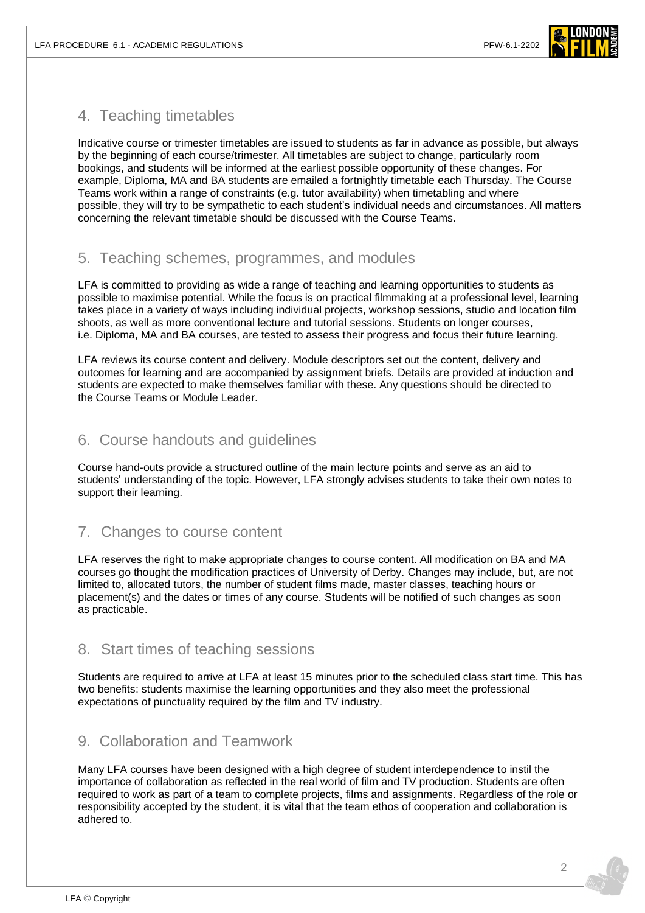## 4. Teaching timetables

Indicative course or trimester timetables are issued to students as far in advance as possible, but always by the beginning of each course/trimester. All timetables are subject to change, particularly room bookings, and students will be informed at the earliest possible opportunity of these changes. For example, Diploma, MA and BA students are emailed a fortnightly timetable each Thursday. The Course Teams work within a range of constraints (e.g. tutor availability) when timetabling and where possible, they will try to be sympathetic to each student's individual needs and circumstances. All matters concerning the relevant timetable should be discussed with the Course Teams.

## 5. Teaching schemes, programmes, and modules

LFA is committed to providing as wide a range of teaching and learning opportunities to students as possible to maximise potential. While the focus is on practical filmmaking at a professional level, learning takes place in a variety of ways including individual projects, workshop sessions, studio and location film shoots, as well as more conventional lecture and tutorial sessions. Students on longer courses, i.e. Diploma, MA and BA courses, are tested to assess their progress and focus their future learning.

LFA reviews its course content and delivery. Module descriptors set out the content, delivery and outcomes for learning and are accompanied by assignment briefs. Details are provided at induction and students are expected to make themselves familiar with these. Any questions should be directed to the Course Teams or Module Leader.

## 6. Course handouts and guidelines

Course hand-outs provide a structured outline of the main lecture points and serve as an aid to students' understanding of the topic. However, LFA strongly advises students to take their own notes to support their learning.

## 7. Changes to course content

LFA reserves the right to make appropriate changes to course content. All modification on BA and MA courses go thought the modification practices of University of Derby. Changes may include, but, are not limited to, allocated tutors, the number of student films made, master classes, teaching hours or placement(s) and the dates or times of any course. Students will be notified of such changes as soon as practicable.

## 8. Start times of teaching sessions

Students are required to arrive at LFA at least 15 minutes prior to the scheduled class start time. This has two benefits: students maximise the learning opportunities and they also meet the professional expectations of punctuality required by the film and TV industry.

## 9. Collaboration and Teamwork

Many LFA courses have been designed with a high degree of student interdependence to instil the importance of collaboration as reflected in the real world of film and TV production. Students are often required to work as part of a team to complete projects, films and assignments. Regardless of the role or responsibility accepted by the student, it is vital that the team ethos of cooperation and collaboration is adhered to.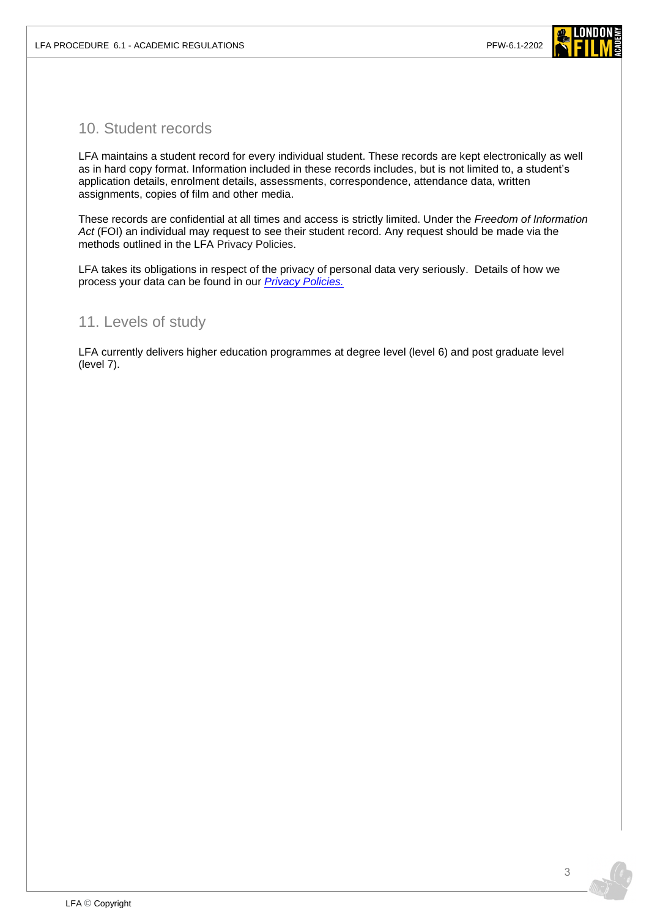## 10. Student records

LFA maintains a student record for every individual student. These records are kept electronically as well as in hard copy format. Information included in these records includes, but is not limited to, a student's application details, enrolment details, assessments, correspondence, attendance data, written assignments, copies of film and other media.

These records are confidential at all times and access is strictly limited. Under the *Freedom of Information Act* (FOI) an individual may request to see their student record. Any request should be made via the methods outlined in the LFA Privacy Policies.

LFA takes its obligations in respect of the privacy of personal data very seriously. Details of how we process your data can be found in our *Privacy Policies.*

## 11. Levels of study

LFA currently delivers higher education programmes at degree level (level 6) and post graduate level (level 7).